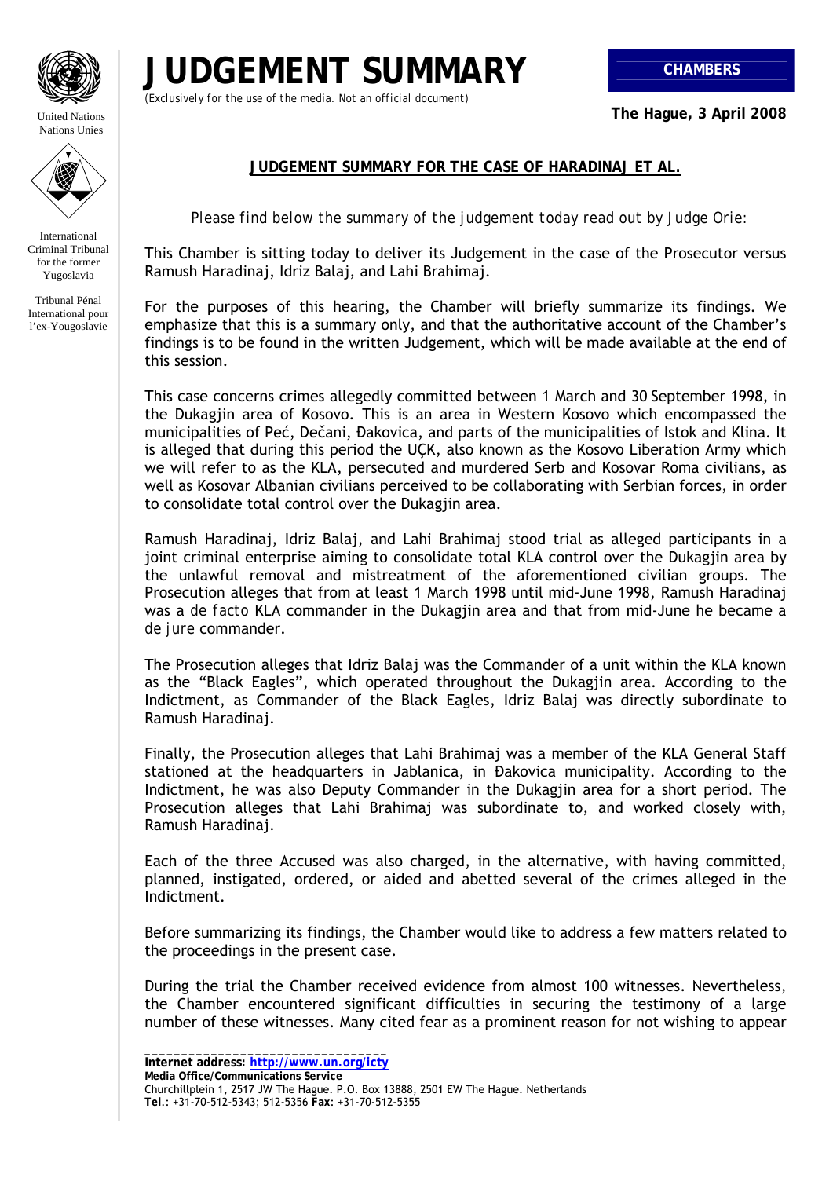# JUDGEMENT SUMMARY

*(Exclusively for the use of the media. Not an official document)*

**CHAMBERS**

**The Hague, 3 April 2008**

## JUDGEMENT SUMMARY FOR THE CASE OF HARADINAJ ET AL.

*Please find below the summary of the judgement today read out by Judge Orie:*

This Chamber is sitting today to deliver its Judgement in the case of the Prosecutor versus Ramush Haradinaj, Idriz Balaj, and Lahi Brahimaj.

For the purposes of this hearing, the Chamber will briefly summarize its findings. We emphasize that this is a summary only, and that the authoritative account of the Chamber's findings is to be found in the written Judgement, which will be made available at the end of this session.

This case concerns crimes allegedly committed between 1 March and 30 September 1998, in the Dukagjin area of Kosovo. This is an area in Western Kosovo which encompassed the municipalities of Peć, Dečani, Đakovica, and parts of the municipalities of Istok and Klina. It is alleged that during this period the UÇK, also known as the Kosovo Liberation Army which we will refer to as the KLA, persecuted and murdered Serb and Kosovar Roma civilians, as well as Kosovar Albanian civilians perceived to be collaborating with Serbian forces, in order to consolidate total control over the Dukagjin area.

Ramush Haradinaj, Idriz Balaj, and Lahi Brahimaj stood trial as alleged participants in a joint criminal enterprise aiming to consolidate total KLA control over the Dukagjin area by the unlawful removal and mistreatment of the aforementioned civilian groups. The Prosecution alleges that from at least 1 March 1998 until mid-June 1998, Ramush Haradinaj was a *de facto* KLA commander in the Dukagjin area and that from mid-June he became a *de jure* commander.

The Prosecution alleges that Idriz Balaj was the Commander of a unit within the KLA known as the "Black Eagles", which operated throughout the Dukagjin area. According to the Indictment, as Commander of the Black Eagles, Idriz Balaj was directly subordinate to Ramush Haradinaj.

Finally, the Prosecution alleges that Lahi Brahimaj was a member of the KLA General Staff stationed at the headquarters in Jablanica, in Đakovica municipality. According to the Indictment, he was also Deputy Commander in the Dukagjin area for a short period. The Prosecution alleges that Lahi Brahimaj was subordinate to, and worked closely with, Ramush Haradinaj.

Each of the three Accused was also charged, in the alternative, with having committed, planned, instigated, ordered, or aided and abetted several of the crimes alleged in the Indictment.

Before summarizing its findings, the Chamber would like to address a few matters related to the proceedings in the present case.

During the trial the Chamber received evidence from almost 100 witnesses. Nevertheless, the Chamber encountered significant difficulties in securing the testimony of a large number of these witnesses. Many cited fear as a prominent reason for not wishing to appear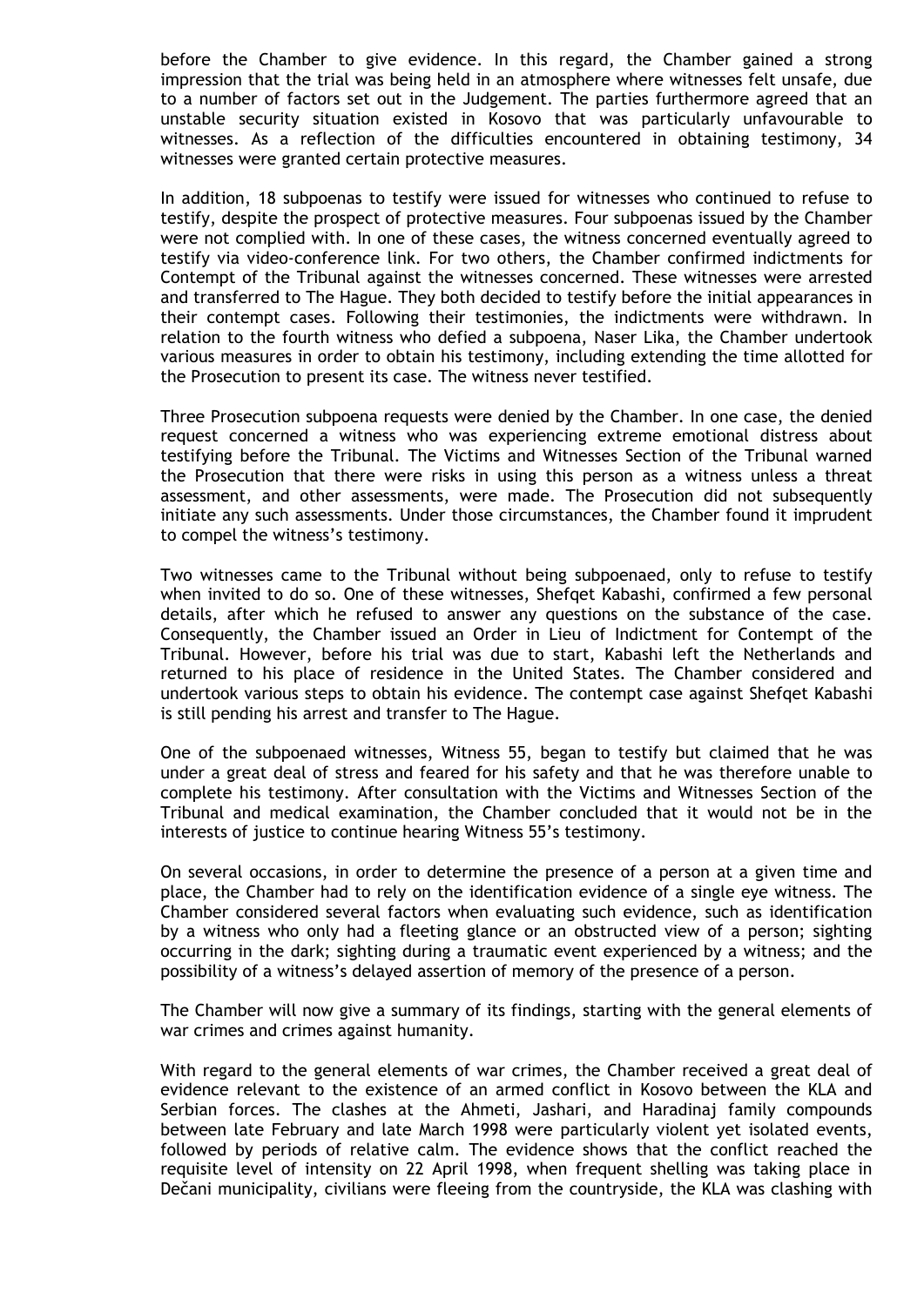before the Chamber to give evidence. In this regard, the Chamber gained a strong impression that the trial was being held in an atmosphere where witnesses felt unsafe, due to a number of factors set out in the Judgement. The parties furthermore agreed that an unstable security situation existed in Kosovo that was particularly unfavourable to witnesses. As a reflection of the difficulties encountered in obtaining testimony, 34 witnesses were granted certain protective measures.

In addition, 18 subpoenas to testify were issued for witnesses who continued to refuse to testify, despite the prospect of protective measures. Four subpoenas issued by the Chamber were not complied with. In one of these cases, the witness concerned eventually agreed to testify via video-conference link. For two others, the Chamber confirmed indictments for Contempt of the Tribunal against the witnesses concerned. These witnesses were arrested and transferred to The Hague. They both decided to testify before the initial appearances in their contempt cases. Following their testimonies, the indictments were withdrawn. In relation to the fourth witness who defied a subpoena, Naser Lika, the Chamber undertook various measures in order to obtain his testimony, including extending the time allotted for the Prosecution to present its case. The witness never testified.

Three Prosecution subpoena requests were denied by the Chamber. In one case, the denied request concerned a witness who was experiencing extreme emotional distress about testifying before the Tribunal. The Victims and Witnesses Section of the Tribunal warned the Prosecution that there were risks in using this person as a witness unless a threat assessment, and other assessments, were made. The Prosecution did not subsequently initiate any such assessments. Under those circumstances, the Chamber found it imprudent to compel the witness's testimony.

Two witnesses came to the Tribunal without being subpoenaed, only to refuse to testify when invited to do so. One of these witnesses, Shefqet Kabashi, confirmed a few personal details, after which he refused to answer any questions on the substance of the case. Consequently, the Chamber issued an Order in Lieu of Indictment for Contempt of the Tribunal. However, before his trial was due to start, Kabashi left the Netherlands and returned to his place of residence in the United States. The Chamber considered and undertook various steps to obtain his evidence. The contempt case against Shefqet Kabashi is still pending his arrest and transfer to The Hague.

One of the subpoenaed witnesses, Witness 55, began to testify but claimed that he was under a great deal of stress and feared for his safety and that he was therefore unable to complete his testimony. After consultation with the Victims and Witnesses Section of the Tribunal and medical examination, the Chamber concluded that it would not be in the interests of justice to continue hearing Witness 55's testimony.

On several occasions, in order to determine the presence of a person at a given time and place, the Chamber had to rely on the identification evidence of a single eye witness. The Chamber considered several factors when evaluating such evidence, such as identification by a witness who only had a fleeting glance or an obstructed view of a person; sighting occurring in the dark; sighting during a traumatic event experienced by a witness; and the possibility of a witness's delayed assertion of memory of the presence of a person.

The Chamber will now give a summary of its findings, starting with the general elements of war crimes and crimes against humanity.

With regard to the general elements of war crimes, the Chamber received a great deal of evidence relevant to the existence of an armed conflict in Kosovo between the KLA and Serbian forces. The clashes at the Ahmeti, Jashari, and Haradinaj family compounds between late February and late March 1998 were particularly violent yet isolated events, followed by periods of relative calm. The evidence shows that the conflict reached the requisite level of intensity on 22 April 1998, when frequent shelling was taking place in Dečani municipality, civilians were fleeing from the countryside, the KLA was clashing with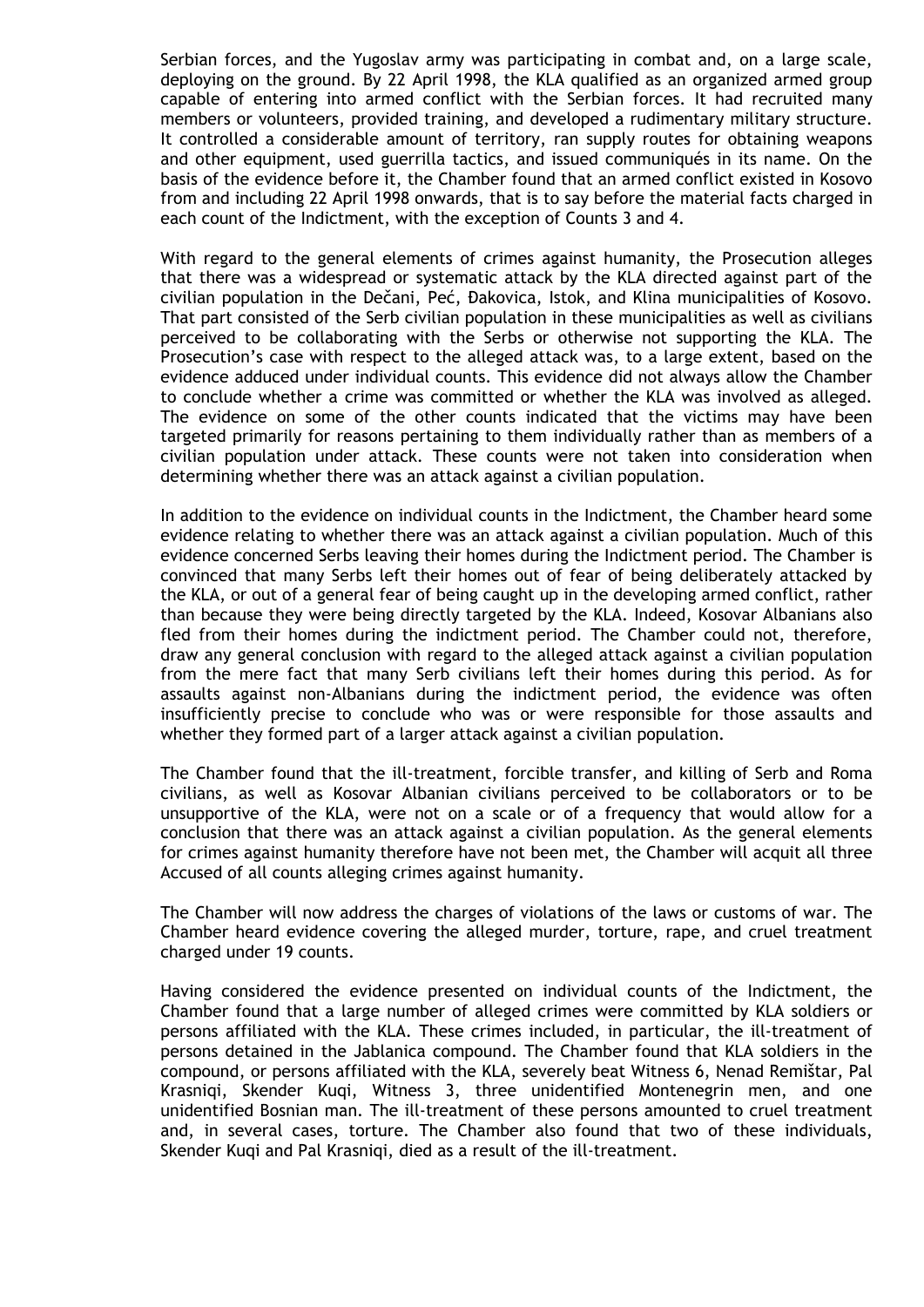Serbian forces, and the Yugoslav army was participating in combat and, on a large scale, deploying on the ground. By 22 April 1998, the KLA qualified as an organized armed group capable of entering into armed conflict with the Serbian forces. It had recruited many members or volunteers, provided training, and developed a rudimentary military structure. It controlled a considerable amount of territory, ran supply routes for obtaining weapons and other equipment, used guerrilla tactics, and issued communiqués in its name. On the basis of the evidence before it, the Chamber found that an armed conflict existed in Kosovo from and including 22 April 1998 onwards, that is to say before the material facts charged in each count of the Indictment, with the exception of Counts 3 and 4.

With regard to the general elements of crimes against humanity, the Prosecution alleges that there was a widespread or systematic attack by the KLA directed against part of the civilian population in the Dečani, Peć, Đakovica, Istok, and Klina municipalities of Kosovo. That part consisted of the Serb civilian population in these municipalities as well as civilians perceived to be collaborating with the Serbs or otherwise not supporting the KLA. The Prosecution's case with respect to the alleged attack was, to a large extent, based on the evidence adduced under individual counts. This evidence did not always allow the Chamber to conclude whether a crime was committed or whether the KLA was involved as alleged. The evidence on some of the other counts indicated that the victims may have been targeted primarily for reasons pertaining to them individually rather than as members of a civilian population under attack. These counts were not taken into consideration when determining whether there was an attack against a civilian population.

In addition to the evidence on individual counts in the Indictment, the Chamber heard some evidence relating to whether there was an attack against a civilian population. Much of this evidence concerned Serbs leaving their homes during the Indictment period. The Chamber is convinced that many Serbs left their homes out of fear of being deliberately attacked by the KLA, or out of a general fear of being caught up in the developing armed conflict, rather than because they were being directly targeted by the KLA. Indeed, Kosovar Albanians also fled from their homes during the indictment period. The Chamber could not, therefore, draw any general conclusion with regard to the alleged attack against a civilian population from the mere fact that many Serb civilians left their homes during this period. As for assaults against non-Albanians during the indictment period, the evidence was often insufficiently precise to conclude who was or were responsible for those assaults and whether they formed part of a larger attack against a civilian population.

The Chamber found that the ill-treatment, forcible transfer, and killing of Serb and Roma civilians, as well as Kosovar Albanian civilians perceived to be collaborators or to be unsupportive of the KLA, were not on a scale or of a frequency that would allow for a conclusion that there was an attack against a civilian population. As the general elements for crimes against humanity therefore have not been met, the Chamber will acquit all three Accused of all counts alleging crimes against humanity.

The Chamber will now address the charges of violations of the laws or customs of war. The Chamber heard evidence covering the alleged murder, torture, rape, and cruel treatment charged under 19 counts.

Having considered the evidence presented on individual counts of the Indictment, the Chamber found that a large number of alleged crimes were committed by KLA soldiers or persons affiliated with the KLA. These crimes included, in particular, the ill-treatment of persons detained in the Jablanica compound. The Chamber found that KLA soldiers in the compound, or persons affiliated with the KLA, severely beat Witness 6, Nenad Remištar, Pal Krasniqi, Skender Kuqi, Witness 3, three unidentified Montenegrin men, and one unidentified Bosnian man. The ill-treatment of these persons amounted to cruel treatment and, in several cases, torture. The Chamber also found that two of these individuals, Skender Kuqi and Pal Krasniqi, died as a result of the ill-treatment.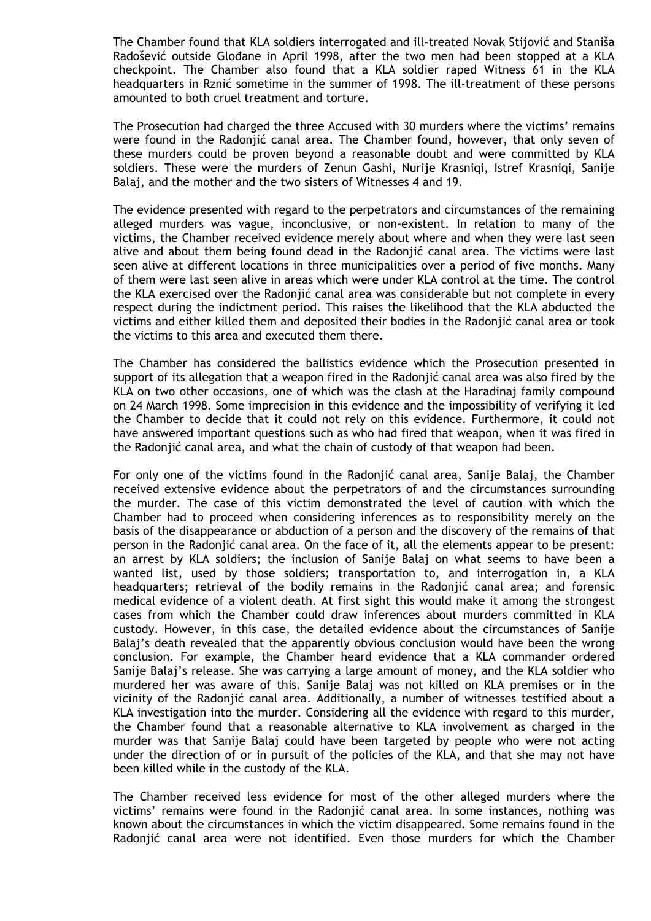The Chamber found that KLA soldiers interrogated and ill-treated Novak Stijović and Staniša Radošević outside Glođane in April 1998, after the two men had been stopped at a KLA checkpoint. The Chamber also found that a KLA soldier raped Witness 61 in the KLA headquarters in Rznić sometime in the summer of 1998. The ill-treatment of these persons amounted to both cruel treatment and torture.

The Prosecution had charged the three Accused with 30 murders where the victims' remains were found in the Radonjić canal area. The Chamber found, however, that only seven of these murders could be proven beyond a reasonable doubt and were committed by KLA soldiers. These were the murders of Zenun Gashi, Nurije Krasniqi, Istref Krasniqi, Sanije Balaj, and the mother and the two sisters of Witnesses 4 and 19.

The evidence presented with regard to the perpetrators and circumstances of the remaining alleged murders was vague, inconclusive, or non-existent. In relation to many of the victims, the Chamber received evidence merely about where and when they were last seen alive and about them being found dead in the Radonjić canal area. The victims were last seen alive at different locations in three municipalities over a period of five months. Many of them were last seen alive in areas which were under KLA control at the time. The control the KLA exercised over the Radonjić canal area was considerable but not complete in every respect during the indictment period. This raises the likelihood that the KLA abducted the victims and either killed them and deposited their bodies in the Radonjić canal area or took the victims to this area and executed them there.

The Chamber has considered the ballistics evidence which the Prosecution presented in support of its allegation that a weapon fired in the Radonjić canal area was also fired by the KLA on two other occasions, one of which was the clash at the Haradinaj family compound on 24 March 1998. Some imprecision in this evidence and the impossibility of verifying it led the Chamber to decide that it could not rely on this evidence. Furthermore, it could not have answered important questions such as who had fired that weapon, when it was fired in the Radonjić canal area, and what the chain of custody of that weapon had been.

For only one of the victims found in the Radonjić canal area, Sanije Balaj, the Chamber received extensive evidence about the perpetrators of and the circumstances surrounding the murder. The case of this victim demonstrated the level of caution with which the Chamber had to proceed when considering inferences as to responsibility merely on the basis of the disappearance or abduction of a person and the discovery of the remains of that person in the Radonjić canal area. On the face of it, all the elements appear to be present: an arrest by KLA soldiers; the inclusion of Sanije Balaj on what seems to have been a wanted list, used by those soldiers; transportation to, and interrogation in, a KLA headquarters; retrieval of the bodily remains in the Radonjić canal area; and forensic medical evidence of a violent death. At first sight this would make it among the strongest cases from which the Chamber could draw inferences about murders committed in KLA custody. However, in this case, the detailed evidence about the circumstances of Sanije Balaj's death revealed that the apparently obvious conclusion would have been the wrong conclusion. For example, the Chamber heard evidence that a KLA commander ordered Sanije Balaj's release. She was carrying a large amount of money, and the KLA soldier who murdered her was aware of this. Sanije Balaj was not killed on KLA premises or in the vicinity of the Radonjić canal area. Additionally, a number of witnesses testified about a KLA investigation into the murder. Considering all the evidence with regard to this murder, the Chamber found that a reasonable alternative to KLA involvement as charged in the murder was that Sanije Balaj could have been targeted by people who were not acting under the direction of or in pursuit of the policies of the KLA, and that she may not have been killed while in the custody of the KLA.

The Chamber received less evidence for most of the other alleged murders where the victims' remains were found in the Radonjić canal area. In some instances, nothing was known about the circumstances in which the victim disappeared. Some remains found in the Radonjić canal area were not identified. Even those murders for which the Chamber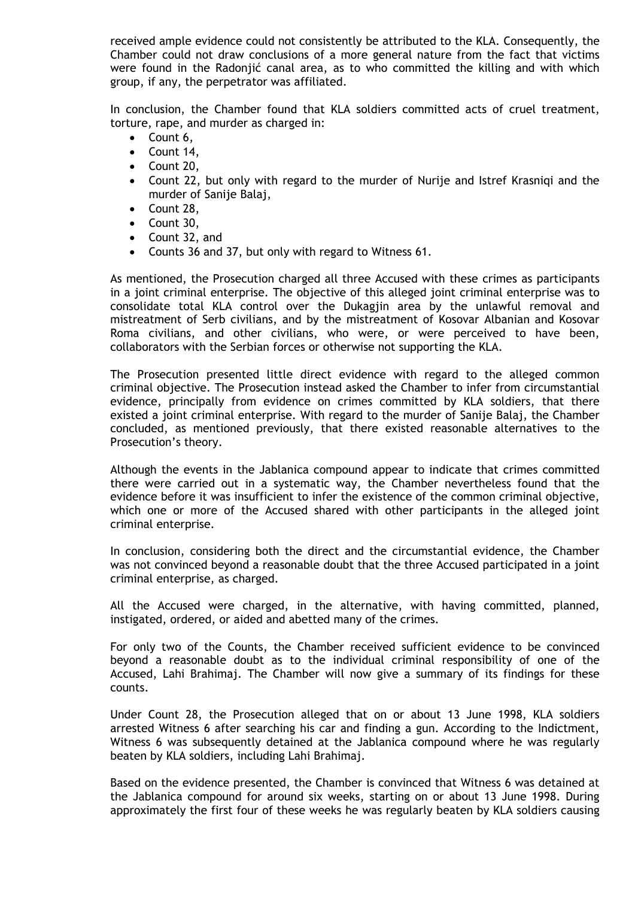received ample evidence could not consistently be attributed to the KLA. Consequently, the Chamber could not draw conclusions of a more general nature from the fact that victims were found in the Radonjić canal area, as to who committed the killing and with which group, if any, the perpetrator was affiliated.

In conclusion, the Chamber found that KLA soldiers committed acts of cruel treatment, torture, rape, and murder as charged in:

- Count 6,
- Count 14,
- Count 20,
- Count 22, but only with regard to the murder of Nurije and Istref Krasniqi and the murder of Sanije Balaj,
- Count 28,
- Count 30,
- Count 32, and
- Counts 36 and 37, but only with regard to Witness 61.

As mentioned, the Prosecution charged all three Accused with these crimes as participants in a joint criminal enterprise. The objective of this alleged joint criminal enterprise was to consolidate total KLA control over the Dukagjin area by the unlawful removal and mistreatment of Serb civilians, and by the mistreatment of Kosovar Albanian and Kosovar Roma civilians, and other civilians, who were, or were perceived to have been, collaborators with the Serbian forces or otherwise not supporting the KLA.

The Prosecution presented little direct evidence with regard to the alleged common criminal objective. The Prosecution instead asked the Chamber to infer from circumstantial evidence, principally from evidence on crimes committed by KLA soldiers, that there existed a joint criminal enterprise. With regard to the murder of Sanije Balaj, the Chamber concluded, as mentioned previously, that there existed reasonable alternatives to the Prosecution's theory.

Although the events in the Jablanica compound appear to indicate that crimes committed there were carried out in a systematic way, the Chamber nevertheless found that the evidence before it was insufficient to infer the existence of the common criminal objective, which one or more of the Accused shared with other participants in the alleged joint criminal enterprise.

In conclusion, considering both the direct and the circumstantial evidence, the Chamber was not convinced beyond a reasonable doubt that the three Accused participated in a joint criminal enterprise, as charged.

All the Accused were charged, in the alternative, with having committed, planned, instigated, ordered, or aided and abetted many of the crimes.

For only two of the Counts, the Chamber received sufficient evidence to be convinced beyond a reasonable doubt as to the individual criminal responsibility of one of the Accused, Lahi Brahimaj. The Chamber will now give a summary of its findings for these counts.

Under Count 28, the Prosecution alleged that on or about 13 June 1998, KLA soldiers arrested Witness 6 after searching his car and finding a gun. According to the Indictment, Witness 6 was subsequently detained at the Jablanica compound where he was regularly beaten by KLA soldiers, including Lahi Brahimaj.

Based on the evidence presented, the Chamber is convinced that Witness 6 was detained at the Jablanica compound for around six weeks, starting on or about 13 June 1998. During approximately the first four of these weeks he was regularly beaten by KLA soldiers causing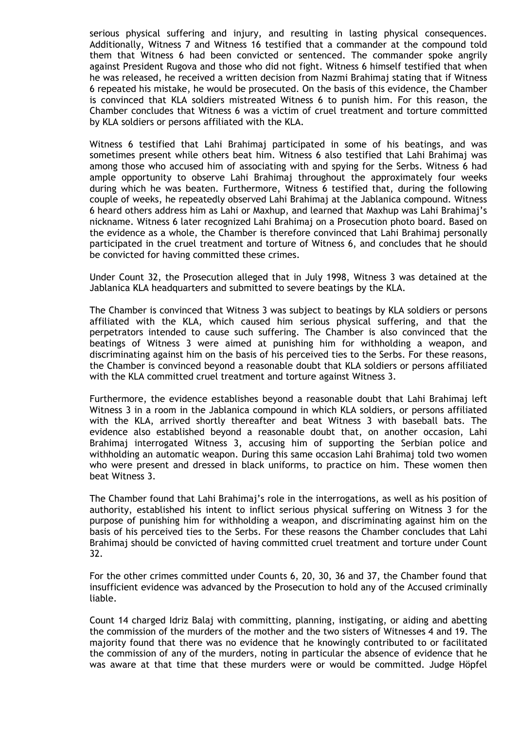serious physical suffering and injury, and resulting in lasting physical consequences. Additionally, Witness 7 and Witness 16 testified that a commander at the compound told them that Witness 6 had been convicted or sentenced. The commander spoke angrily against President Rugova and those who did not fight. Witness 6 himself testified that when he was released, he received a written decision from Nazmi Brahimaj stating that if Witness 6 repeated his mistake, he would be prosecuted. On the basis of this evidence, the Chamber is convinced that KLA soldiers mistreated Witness 6 to punish him. For this reason, the Chamber concludes that Witness 6 was a victim of cruel treatment and torture committed by KLA soldiers or persons affiliated with the KLA.

Witness 6 testified that Lahi Brahimaj participated in some of his beatings, and was sometimes present while others beat him. Witness 6 also testified that Lahi Brahimaj was among those who accused him of associating with and spying for the Serbs. Witness 6 had ample opportunity to observe Lahi Brahimaj throughout the approximately four weeks during which he was beaten. Furthermore, Witness 6 testified that, during the following couple of weeks, he repeatedly observed Lahi Brahimaj at the Jablanica compound. Witness 6 heard others address him as Lahi or Maxhup, and learned that Maxhup was Lahi Brahimaj's nickname. Witness 6 later recognized Lahi Brahimaj on a Prosecution photo board. Based on the evidence as a whole, the Chamber is therefore convinced that Lahi Brahimaj personally participated in the cruel treatment and torture of Witness 6, and concludes that he should be convicted for having committed these crimes.

Under Count 32, the Prosecution alleged that in July 1998, Witness 3 was detained at the Jablanica KLA headquarters and submitted to severe beatings by the KLA.

The Chamber is convinced that Witness 3 was subject to beatings by KLA soldiers or persons affiliated with the KLA, which caused him serious physical suffering, and that the perpetrators intended to cause such suffering. The Chamber is also convinced that the beatings of Witness 3 were aimed at punishing him for withholding a weapon, and discriminating against him on the basis of his perceived ties to the Serbs. For these reasons, the Chamber is convinced beyond a reasonable doubt that KLA soldiers or persons affiliated with the KLA committed cruel treatment and torture against Witness 3.

Furthermore, the evidence establishes beyond a reasonable doubt that Lahi Brahimaj left Witness 3 in a room in the Jablanica compound in which KLA soldiers, or persons affiliated with the KLA, arrived shortly thereafter and beat Witness 3 with baseball bats. The evidence also established beyond a reasonable doubt that, on another occasion, Lahi Brahimaj interrogated Witness 3, accusing him of supporting the Serbian police and withholding an automatic weapon. During this same occasion Lahi Brahimaj told two women who were present and dressed in black uniforms, to practice on him. These women then beat Witness 3.

The Chamber found that Lahi Brahimaj's role in the interrogations, as well as his position of authority, established his intent to inflict serious physical suffering on Witness 3 for the purpose of punishing him for withholding a weapon, and discriminating against him on the basis of his perceived ties to the Serbs. For these reasons the Chamber concludes that Lahi Brahimaj should be convicted of having committed cruel treatment and torture under Count 32.

For the other crimes committed under Counts 6, 20, 30, 36 and 37, the Chamber found that insufficient evidence was advanced by the Prosecution to hold any of the Accused criminally liable.

Count 14 charged Idriz Balaj with committing, planning, instigating, or aiding and abetting the commission of the murders of the mother and the two sisters of Witnesses 4 and 19. The majority found that there was no evidence that he knowingly contributed to or facilitated the commission of any of the murders, noting in particular the absence of evidence that he was aware at that time that these murders were or would be committed. Judge Höpfel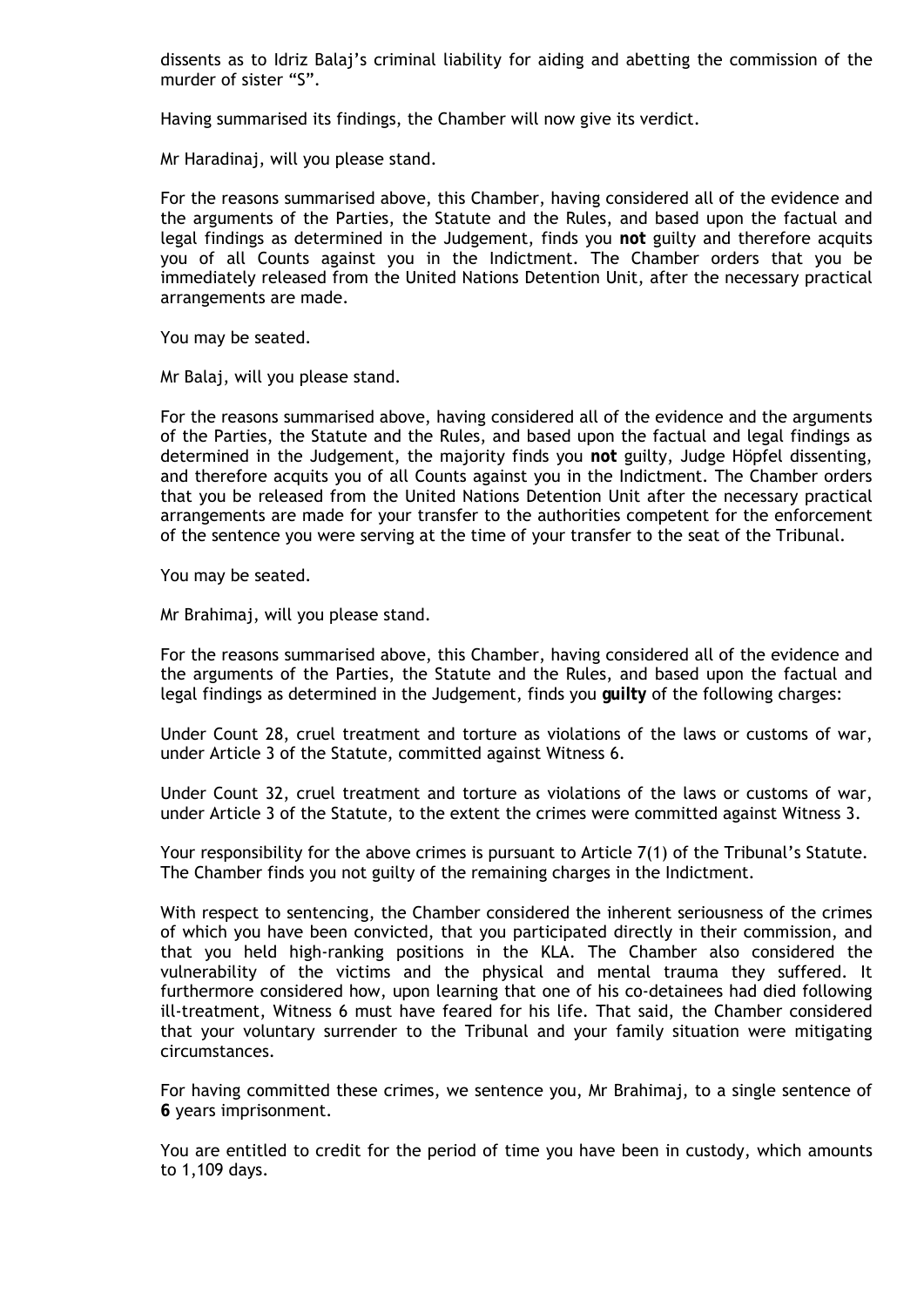dissents as to Idriz Balaj's criminal liability for aiding and abetting the commission of the murder of sister "S".

Having summarised its findings, the Chamber will now give its verdict.

Mr Haradinaj, will you please stand.

For the reasons summarised above, this Chamber, having considered all of the evidence and the arguments of the Parties, the Statute and the Rules, and based upon the factual and legal findings as determined in the Judgement, finds you **not** guilty and therefore acquits you of all Counts against you in the Indictment. The Chamber orders that you be immediately released from the United Nations Detention Unit, after the necessary practical arrangements are made.

You may be seated.

Mr Balaj, will you please stand.

For the reasons summarised above, having considered all of the evidence and the arguments of the Parties, the Statute and the Rules, and based upon the factual and legal findings as determined in the Judgement, the majority finds you **not** guilty, Judge Höpfel dissenting, and therefore acquits you of all Counts against you in the Indictment. The Chamber orders that you be released from the United Nations Detention Unit after the necessary practical arrangements are made for your transfer to the authorities competent for the enforcement of the sentence you were serving at the time of your transfer to the seat of the Tribunal.

You may be seated.

Mr Brahimaj, will you please stand.

For the reasons summarised above, this Chamber, having considered all of the evidence and the arguments of the Parties, the Statute and the Rules, and based upon the factual and legal findings as determined in the Judgement, finds you **guilty** of the following charges:

Under Count 28, cruel treatment and torture as violations of the laws or customs of war, under Article 3 of the Statute, committed against Witness 6.

Under Count 32, cruel treatment and torture as violations of the laws or customs of war, under Article 3 of the Statute, to the extent the crimes were committed against Witness 3.

Your responsibility for the above crimes is pursuant to Article 7(1) of the Tribunal's Statute. The Chamber finds you not guilty of the remaining charges in the Indictment.

With respect to sentencing, the Chamber considered the inherent seriousness of the crimes of which you have been convicted, that you participated directly in their commission, and that you held high-ranking positions in the KLA. The Chamber also considered the vulnerability of the victims and the physical and mental trauma they suffered. It furthermore considered how, upon learning that one of his co-detainees had died following ill-treatment, Witness 6 must have feared for his life. That said, the Chamber considered that your voluntary surrender to the Tribunal and your family situation were mitigating circumstances.

For having committed these crimes, we sentence you, Mr Brahimaj, to a single sentence of **6** years imprisonment.

You are entitled to credit for the period of time you have been in custody, which amounts to 1,109 days.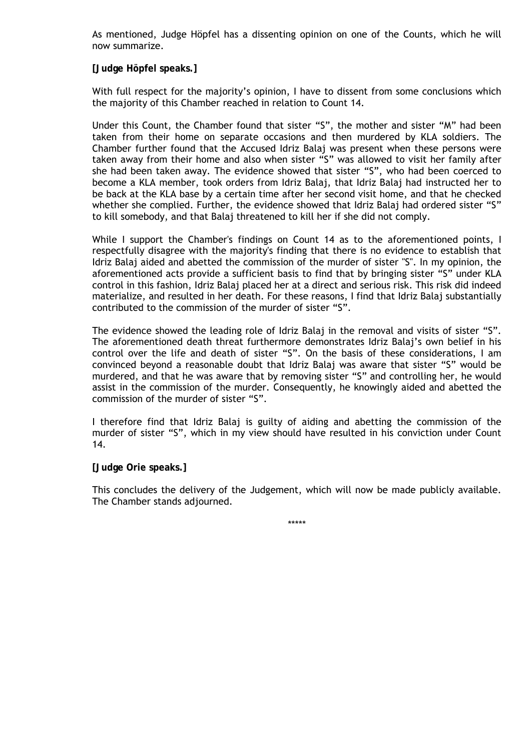As mentioned, Judge Höpfel has a dissenting opinion on one of the Counts, which he will now summarize.

**[Judge Höpfel speaks.]**

With full respect for the majority's opinion, I have to dissent from some conclusions which the majority of this Chamber reached in relation to Count 14.

Under this Count, the Chamber found that sister "S", the mother and sister "M" had been taken from their home on separate occasions and then murdered by KLA soldiers. The Chamber further found that the Accused Idriz Balaj was present when these persons were taken away from their home and also when sister "S" was allowed to visit her family after she had been taken away. The evidence showed that sister "S", who had been coerced to become a KLA member, took orders from Idriz Balaj, that Idriz Balaj had instructed her to be back at the KLA base by a certain time after her second visit home, and that he checked whether she complied. Further, the evidence showed that Idriz Balaj had ordered sister "S" to kill somebody, and that Balaj threatened to kill her if she did not comply.

While I support the Chamber's findings on Count 14 as to the aforementioned points, I respectfully disagree with the majority's finding that there is no evidence to establish that Idriz Balaj aided and abetted the commission of the murder of sister "S". In my opinion, the aforementioned acts provide a sufficient basis to find that by bringing sister "S" under KLA control in this fashion, Idriz Balaj placed her at a direct and serious risk. This risk did indeed materialize, and resulted in her death. For these reasons, I find that Idriz Balaj substantially contributed to the commission of the murder of sister "S".

The evidence showed the leading role of Idriz Balaj in the removal and visits of sister "S". The aforementioned death threat furthermore demonstrates Idriz Balaj's own belief in his control over the life and death of sister "S". On the basis of these considerations, I am convinced beyond a reasonable doubt that Idriz Balaj was aware that sister "S" would be murdered, and that he was aware that by removing sister "S" and controlling her, he would assist in the commission of the murder. Consequently, he knowingly aided and abetted the commission of the murder of sister "S".

I therefore find that Idriz Balaj is guilty of aiding and abetting the commission of the murder of sister "S", which in my view should have resulted in his conviction under Count 14.

**[Judge Orie speaks.]**

This concludes the delivery of the Judgement, which will now be made publicly available. The Chamber stands adjourned.

\*\*\*\*\*